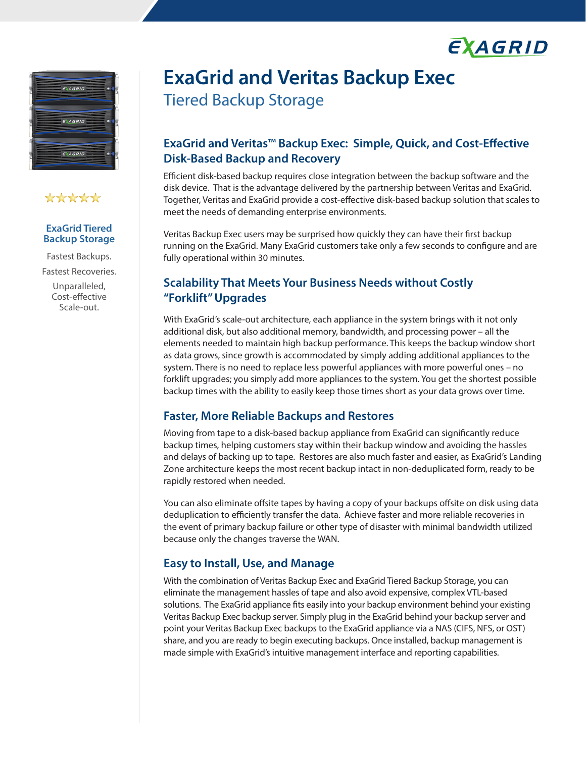# ExaGrid and Veritas Backup Exec

Tiered Backup Storage

**ExaGrid Tiered Backup Storage**

Fastest Backups.

Fastest Recoveries.

Unparalleled, Cost-effective Scale-out.

## ExaGrid and Veritas™ Backup Exec: Simple, Quick, and Cost-Effective Disk-Based Backup and Recovery

Efficient disk-based backup requires close integration between the backup software and the disk device. That is the advantage delivered by the partnership between Veritas and ExaGrid. Together, Veritas and ExaGrid provide a cost-effective disk-based backup solution that scales to meet the needs of demanding enterprise environments.

Veritas Backup Exec users may be surprised how quickly they can have their first backup running on the ExaGrid. Many ExaGrid customers take only a few seconds to configure and are fully operational within 30 minutes.

## Scalability That Meets Your Business Needs without Costly "Forklift" Upgrades

With ExaGrid's scale-out architecture, each appliance in the system brings with it not only additional disk, but also additional memory, bandwidth, and processing power – all the elements needed to maintain high backup performance. This keeps the backup window short as data grows, since growth is accommodated by simply adding additional appliances to the system. There is no need to replace less powerful appliances with more powerful ones – no forklift upgrades; you simply add more appliances to the system. You get the shortest possible backup times with the ability to easily keep those times short as your data grows over time.

## Faster, More Reliable Backups and Restores

Moving from tape to a disk-based backup appliance from ExaGrid can significantly reduce backup times, helping customers stay within their backup window and avoiding the hassles and delays of backing up to tape. Restores are also much faster and easier, as ExaGrid's Landing Zone architecture keeps the most recent backup intact in non-deduplicated form, ready to be rapidly restored when needed.

You can also eliminate offsite tapes by having a copy of your backups offsite on disk using data deduplication to efficiently transfer the data. Achieve faster and more reliable recoveries in the event of primary backup failure or other type of disaster with minimal bandwidth utilized because only the changes traverse the WAN.

## Easy to Install, Use, and Manage

With the combination of Veritas Backup Exec and ExaGrid Tiered Backup Storage, you can eliminate the management hassles of tape and also avoid expensive, complex VTL-based solutions. The ExaGrid appliance fits easily into your backup environment behind your existing Veritas Backup Exec backup server. Simply plug in the ExaGrid behind your backup server and point your Veritas Backup Exec backups to the ExaGrid appliance via a NAS (CIFS, NFS, or OST) share, and you are ready to begin executing backups. Once installed, backup management is made simple with ExaGrid's intuitive management interface and reporting capabilities.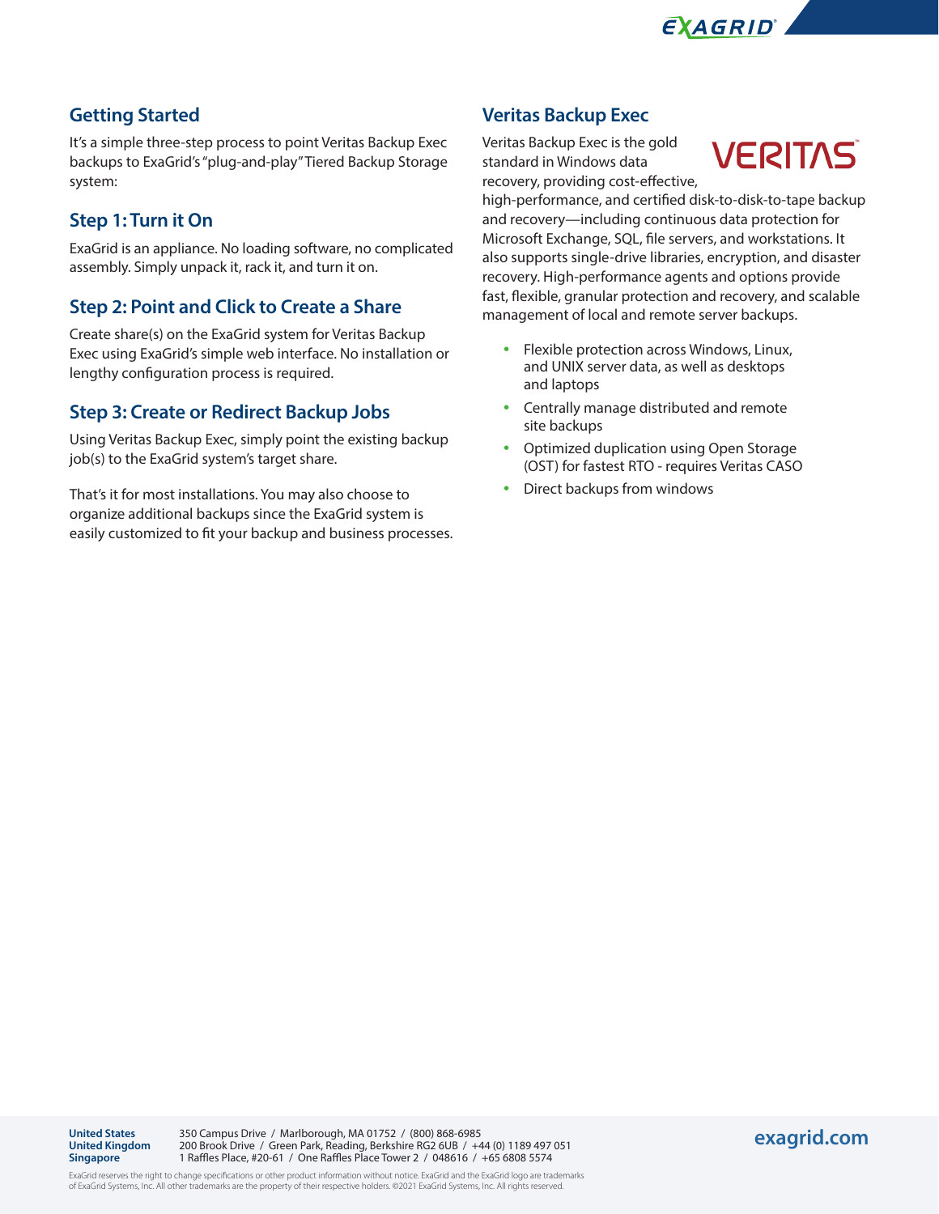## Getting Started

It's a simple three-step process to point Veritas Backup Exec backups to ExaGrid's "plug-and-play" Tiered Backup Storage system:

### Step 1: Turn it On

ExaGrid is an appliance. No loading software, no complicated assembly. Simply unpack it, rack it, and turn it on.

### Step 2: Point and Click to Create a Share

Create share(s) on the ExaGrid system for Veritas Backup Exec using ExaGrid's simple web interface. No installation or lengthy configuration process is required.

### Step 3: Create or Redirect Backup Jobs

Using Veritas Backup Exec, simply point the existing backup job(s) to the ExaGrid system's target share.

That's it for most installations. You may also choose to organize additional backups since the ExaGrid system is easily customized to fit your backup and business processes.

## Veritas Backup Exec

Veritas Backup Exec is the gold standard in Windows data recovery, providing cost-effective, high-performance, and certified disk-to-disk-to-tape backup and recovery—including continuous data protection for Microsoft Exchange, SQL, file servers, and workstations. It also supports single-drive libraries, encryption, and disaster recovery. High-performance agents and options provide fast, flexible, granular protection and recovery, and scalable management of local and remote server backups.

- Flexible protection across Windows, Linux, and UNIX server data, as well as desktops and laptops
- Centrally manage distributed and remote site backups
- Optimized duplication using Open Storage (OST) for fastest RTO - requires Veritas CASO
- Direct backups from windows

**United States** 350 Campus Drive / Marlborough, MA 01752 / (800) 868-6985
**United Kingdom** 200 Brook Drive / Green Park, Reading, Berkshire RG2 6UB / +44 (0) 1189 497 051
**Singapore** 1 Raffles Place, #20-61 / One Raffles Place Tower 2 / 048616 / +65 6808 5574

**exagrid.com**

ExaGrid reserves the right to change specifications or other product information without notice. ExaGrid and the ExaGrid logo are trademarks of ExaGrid Systems, Inc. All other trademarks are the property of their respective holders. ©2021 ExaGrid Systems, Inc. All rights reserved.